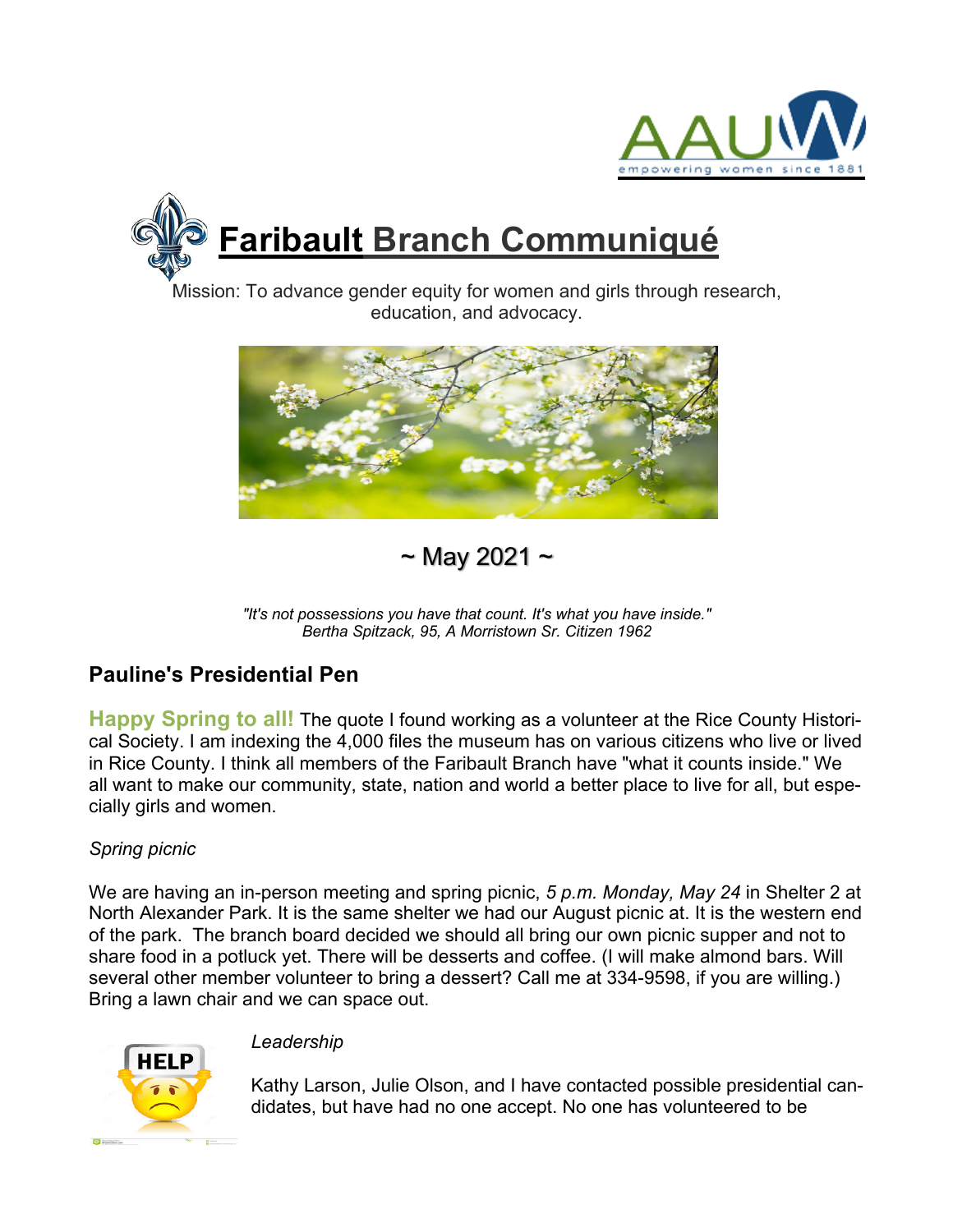# Faribault Branch Communiqué

Mission: To advance gender equity for women and girls through research, education, and advocacy.

~ May 2021 ~

*"It's not possessions you have that count. It's what you have inside."*
*Bertha Spitzack, 95, A Morristown Sr. Citizen 1962*

## Pauline's Presidential Pen

**Happy Spring to all!** The quote I found working as a volunteer at the Rice County Historical Society. I am indexing the 4,000 files the museum has on various citizens who live or lived in Rice County. I think all members of the Faribault Branch have "what it counts inside." We all want to make our community, state, nation and world a better place to live for all, but especially girls and women.

*Spring picnic*

We are having an in-person meeting and spring picnic, *5 p.m. Monday, May 24* in Shelter 2 at North Alexander Park. It is the same shelter we had our August picnic at. It is the western end of the park. The branch board decided we should all bring our own picnic supper and not to share food in a potluck yet. There will be desserts and coffee. (I will make almond bars. Will several other member volunteer to bring a dessert? Call me at 334-9598, if you are willing.) Bring a lawn chair and we can space out.

*Leadership*

Kathy Larson, Julie Olson, and I have contacted possible presidential candidates, but have had no one accept. No one has volunteered to be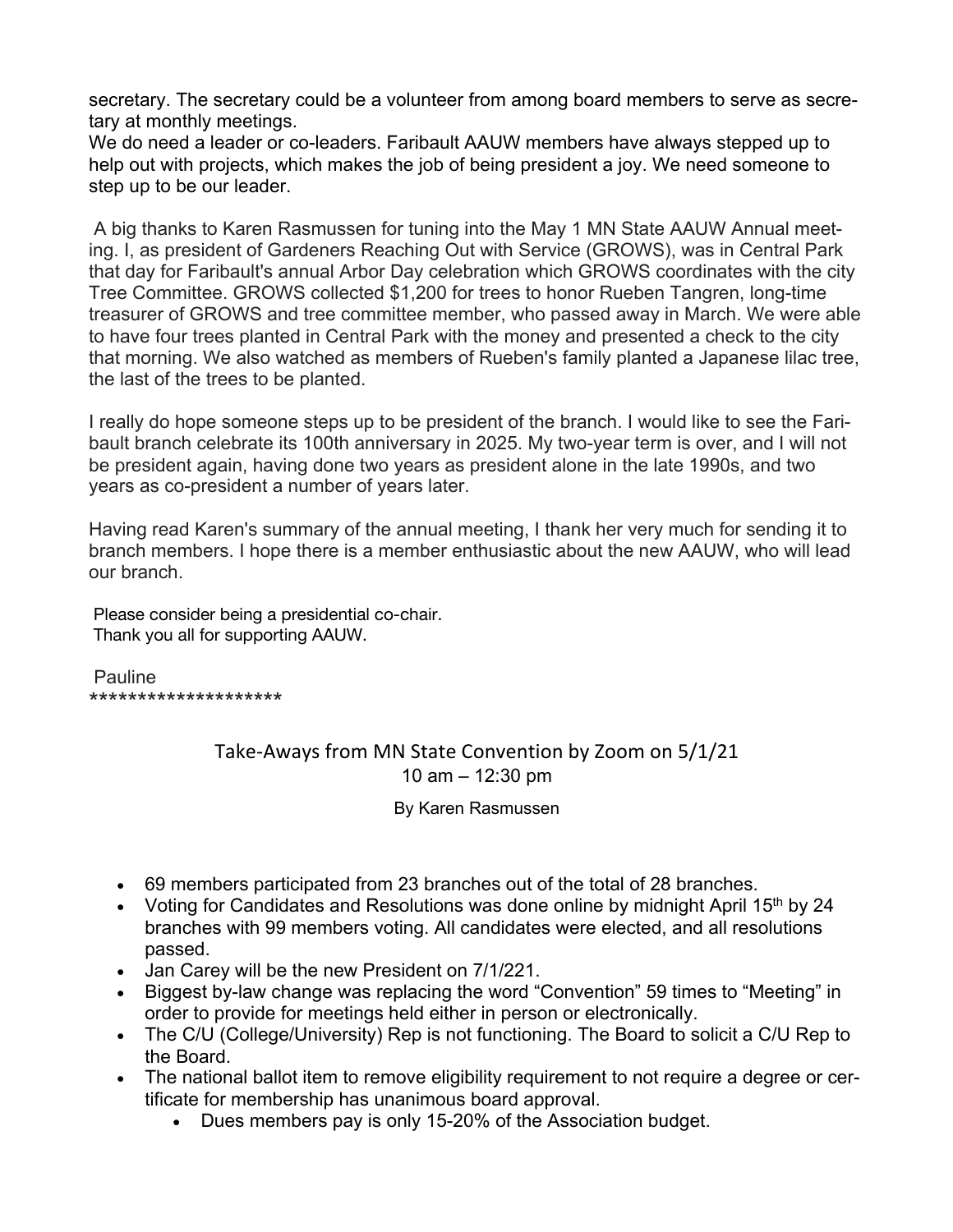secretary. The secretary could be a volunteer from among board members to serve as secretary at monthly meetings.
We do need a leader or co-leaders. Faribault AAUW members have always stepped up to help out with projects, which makes the job of being president a joy. We need someone to step up to be our leader.

A big thanks to Karen Rasmussen for tuning into the May 1 MN State AAUW Annual meeting. I, as president of Gardeners Reaching Out with Service (GROWS), was in Central Park that day for Faribault's annual Arbor Day celebration which GROWS coordinates with the city Tree Committee. GROWS collected $1,200 for trees to honor Rueben Tangren, long-time treasurer of GROWS and tree committee member, who passed away in March. We were able to have four trees planted in Central Park with the money and presented a check to the city that morning. We also watched as members of Rueben's family planted a Japanese lilac tree, the last of the trees to be planted.

I really do hope someone steps up to be president of the branch. I would like to see the Faribault branch celebrate its 100th anniversary in 2025. My two-year term is over, and I will not be president again, having done two years as president alone in the late 1990s, and two years as co-president a number of years later.

Having read Karen's summary of the annual meeting, I thank her very much for sending it to branch members. I hope there is a member enthusiastic about the new AAUW, who will lead our branch.

Please consider being a presidential co-chair.
Thank you all for supporting AAUW.

Pauline
********************

## Take-Aways from MN State Convention by Zoom on 5/1/21

10 am – 12:30 pm

By Karen Rasmussen

- 69 members participated from 23 branches out of the total of 28 branches.
- Voting for Candidates and Resolutions was done online by midnight April 15th by 24 branches with 99 members voting. All candidates were elected, and all resolutions passed.
- Jan Carey will be the new President on 7/1/221.
- Biggest by-law change was replacing the word "Convention" 59 times to "Meeting" in order to provide for meetings held either in person or electronically.
- The C/U (College/University) Rep is not functioning. The Board to solicit a C/U Rep to the Board.
- The national ballot item to remove eligibility requirement to not require a degree or certificate for membership has unanimous board approval.
    - Dues members pay is only 15-20% of the Association budget.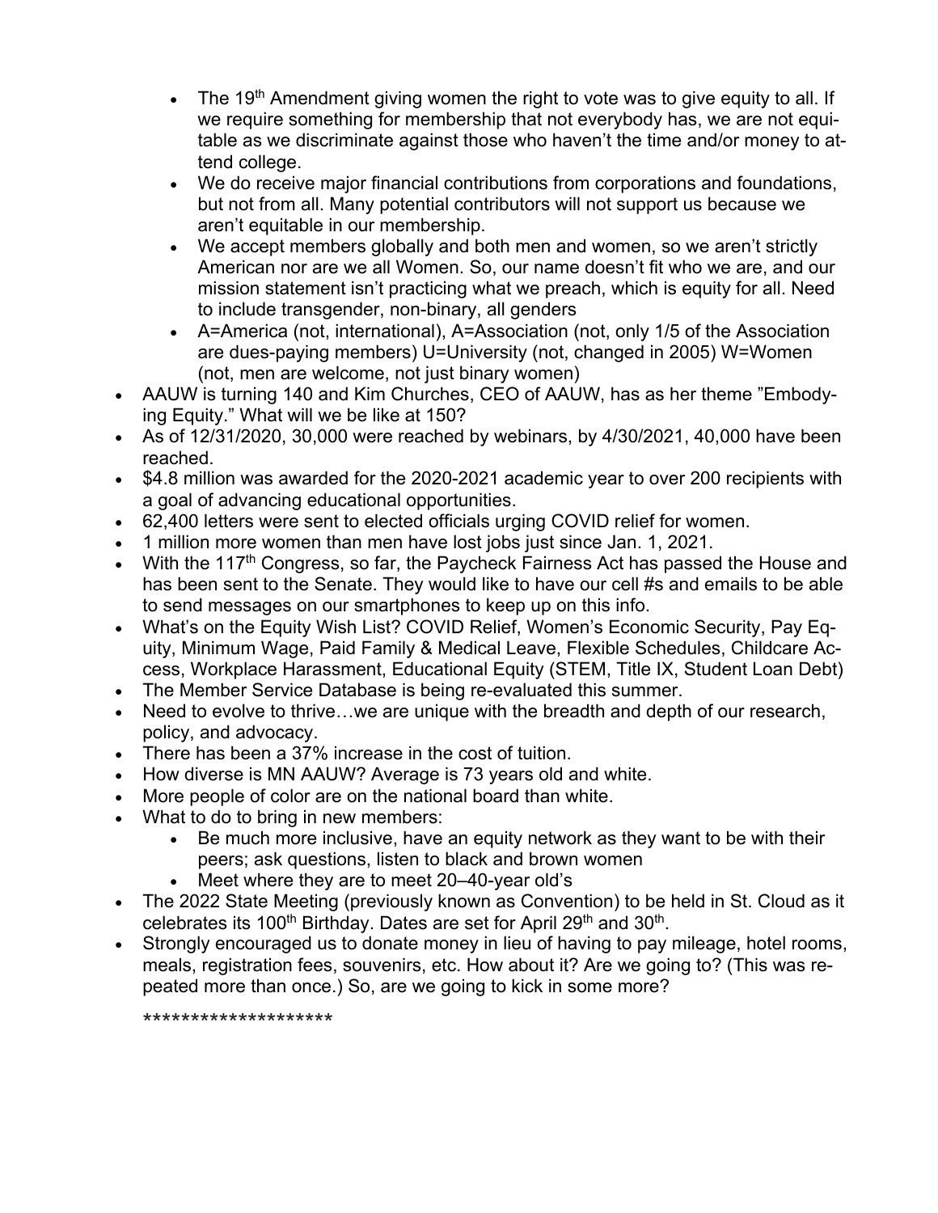- The 19th Amendment giving women the right to vote was to give equity to all. If we require something for membership that not everybody has, we are not equitable as we discriminate against those who haven't the time and/or money to attend college.
  - We do receive major financial contributions from corporations and foundations, but not from all. Many potential contributors will not support us because we aren't equitable in our membership.
  - We accept members globally and both men and women, so we aren't strictly American nor are we all Women. So, our name doesn't fit who we are, and our mission statement isn't practicing what we preach, which is equity for all. Need to include transgender, non-binary, all genders
  - A=America (not, international), A=Association (not, only 1/5 of the Association are dues-paying members) U=University (not, changed in 2005) W=Women (not, men are welcome, not just binary women)
- AAUW is turning 140 and Kim Churches, CEO of AAUW, has as her theme "Embodying Equity." What will we be like at 150?
- As of 12/31/2020, 30,000 were reached by webinars, by 4/30/2021, 40,000 have been reached.
- $4.8 million was awarded for the 2020-2021 academic year to over 200 recipients with a goal of advancing educational opportunities.
- 62,400 letters were sent to elected officials urging COVID relief for women.
- 1 million more women than men have lost jobs just since Jan. 1, 2021.
- With the 117th Congress, so far, the Paycheck Fairness Act has passed the House and has been sent to the Senate. They would like to have our cell #s and emails to be able to send messages on our smartphones to keep up on this info.
- What's on the Equity Wish List? COVID Relief, Women's Economic Security, Pay Equity, Minimum Wage, Paid Family & Medical Leave, Flexible Schedules, Childcare Access, Workplace Harassment, Educational Equity (STEM, Title IX, Student Loan Debt)
- The Member Service Database is being re-evaluated this summer.
- Need to evolve to thrive…we are unique with the breadth and depth of our research, policy, and advocacy.
- There has been a 37% increase in the cost of tuition.
- How diverse is MN AAUW? Average is 73 years old and white.
- More people of color are on the national board than white.
- What to do to bring in new members:
  - Be much more inclusive, have an equity network as they want to be with their peers; ask questions, listen to black and brown women
  - Meet where they are to meet 20–40-year old's
- The 2022 State Meeting (previously known as Convention) to be held in St. Cloud as it celebrates its 100th Birthday. Dates are set for April 29th and 30th.
- Strongly encouraged us to donate money in lieu of having to pay mileage, hotel rooms, meals, registration fees, souvenirs, etc. How about it? Are we going to? (This was repeated more than once.) So, are we going to kick in some more?

********************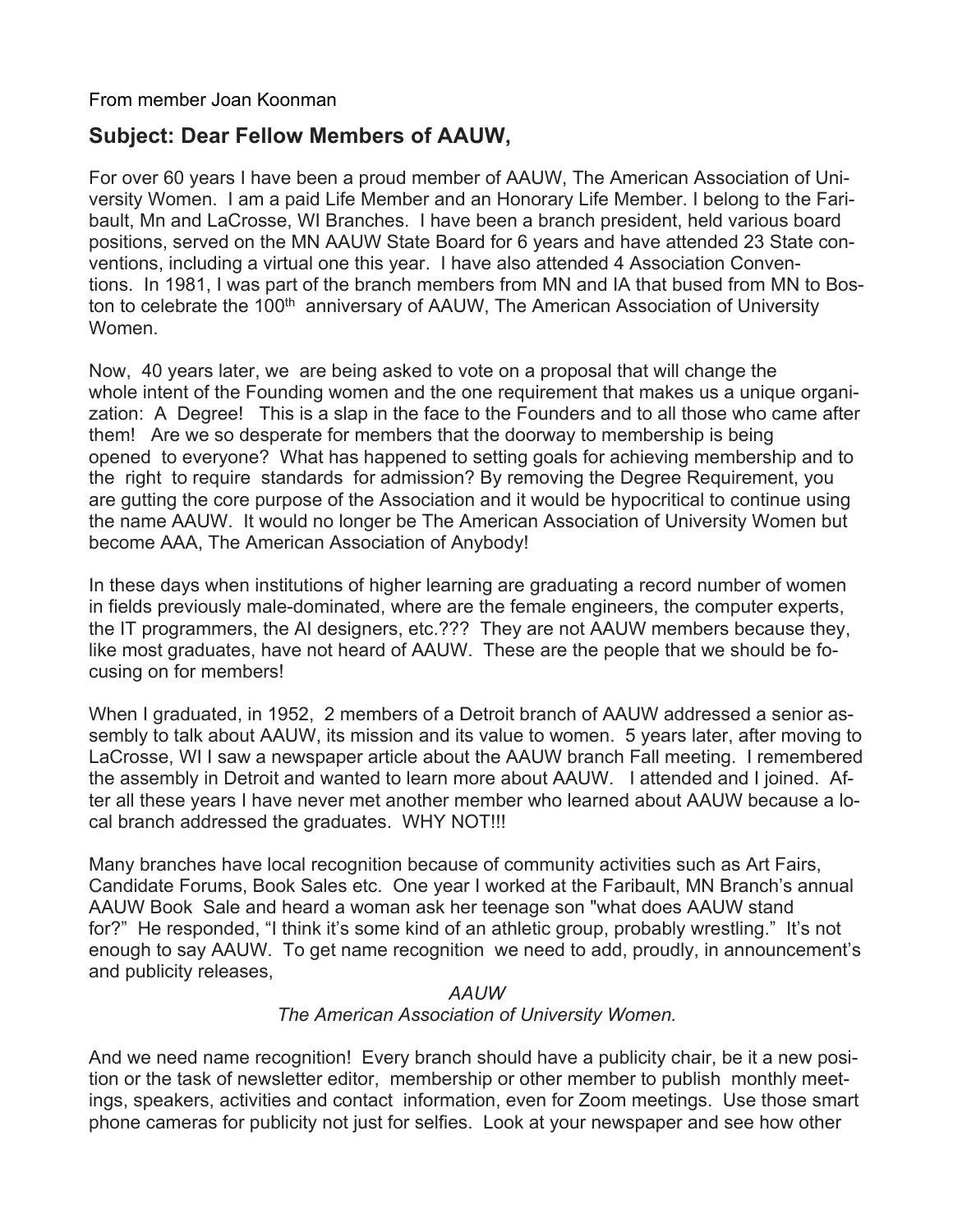From member Joan Koonman

## Subject: Dear Fellow Members of AAUW,

For over 60 years I have been a proud member of AAUW, The American Association of University Women. I am a paid Life Member and an Honorary Life Member. I belong to the Faribault, Mn and LaCrosse, WI Branches. I have been a branch president, held various board positions, served on the MN AAUW State Board for 6 years and have attended 23 State conventions, including a virtual one this year. I have also attended 4 Association Conventions. In 1981, I was part of the branch members from MN and IA that bused from MN to Boston to celebrate the 100th anniversary of AAUW, The American Association of University Women.

Now, 40 years later, we are being asked to vote on a proposal that will change the whole intent of the Founding women and the one requirement that makes us a unique organization: A Degree! This is a slap in the face to the Founders and to all those who came after them! Are we so desperate for members that the doorway to membership is being opened to everyone? What has happened to setting goals for achieving membership and to the right to require standards for admission? By removing the Degree Requirement, you are gutting the core purpose of the Association and it would be hypocritical to continue using the name AAUW. It would no longer be The American Association of University Women but become AAA, The American Association of Anybody!

In these days when institutions of higher learning are graduating a record number of women in fields previously male-dominated, where are the female engineers, the computer experts, the IT programmers, the AI designers, etc.??? They are not AAUW members because they, like most graduates, have not heard of AAUW. These are the people that we should be focusing on for members!

When I graduated, in 1952, 2 members of a Detroit branch of AAUW addressed a senior assembly to talk about AAUW, its mission and its value to women. 5 years later, after moving to LaCrosse, WI I saw a newspaper article about the AAUW branch Fall meeting. I remembered the assembly in Detroit and wanted to learn more about AAUW. I attended and I joined. After all these years I have never met another member who learned about AAUW because a local branch addressed the graduates. WHY NOT!!!

Many branches have local recognition because of community activities such as Art Fairs, Candidate Forums, Book Sales etc. One year I worked at the Faribault, MN Branch's annual AAUW Book Sale and heard a woman ask her teenage son "what does AAUW stand for?" He responded, "I think it's some kind of an athletic group, probably wrestling." It's not enough to say AAUW. To get name recognition we need to add, proudly, in announcement's and publicity releases,

*AAUW*
*The American Association of University Women.*

And we need name recognition! Every branch should have a publicity chair, be it a new position or the task of newsletter editor, membership or other member to publish monthly meetings, speakers, activities and contact information, even for Zoom meetings. Use those smart phone cameras for publicity not just for selfies. Look at your newspaper and see how other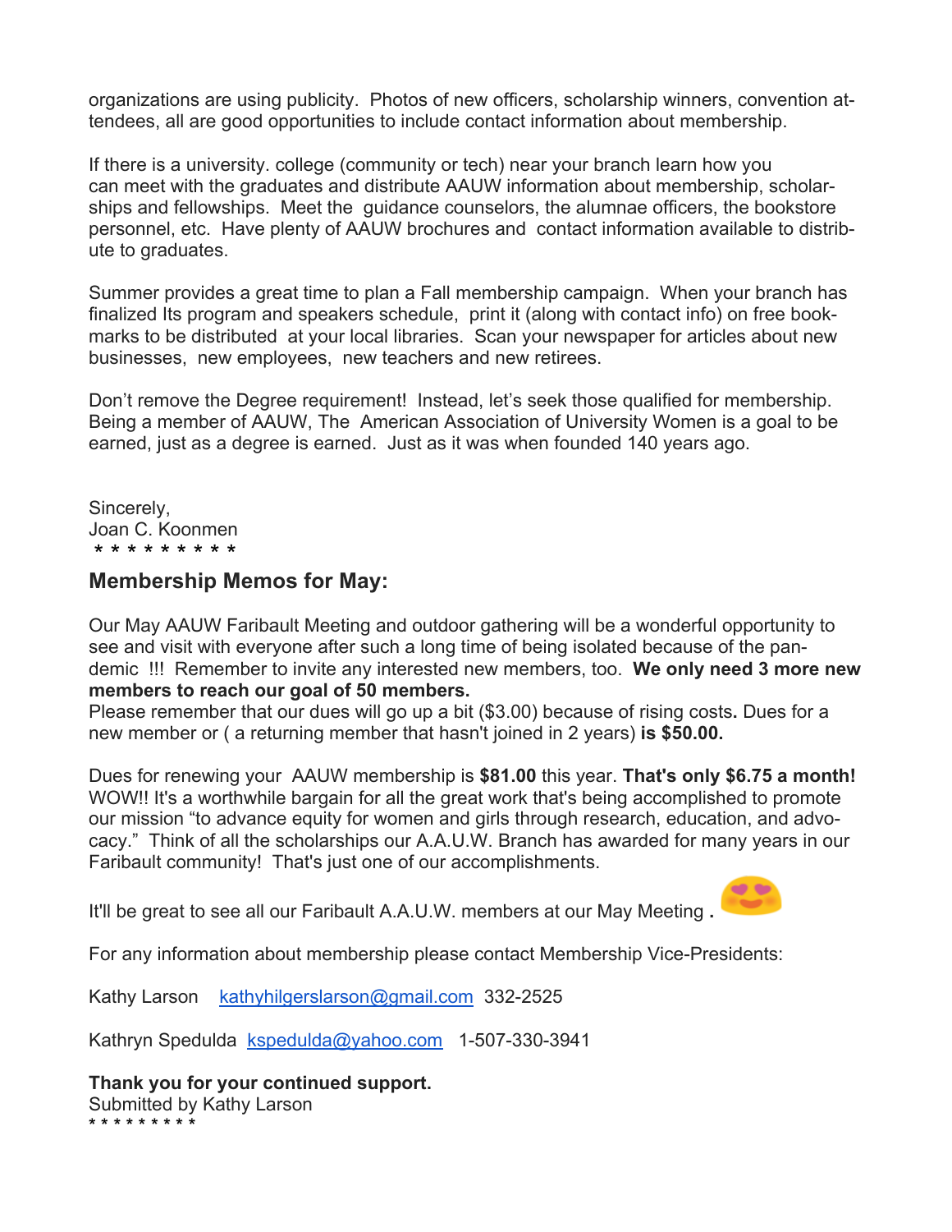organizations are using publicity. Photos of new officers, scholarship winners, convention attendees, all are good opportunities to include contact information about membership.

If there is a university. college (community or tech) near your branch learn how you can meet with the graduates and distribute AAUW information about membership, scholarships and fellowships. Meet the guidance counselors, the alumnae officers, the bookstore personnel, etc. Have plenty of AAUW brochures and contact information available to distribute to graduates.

Summer provides a great time to plan a Fall membership campaign. When your branch has finalized Its program and speakers schedule, print it (along with contact info) on free bookmarks to be distributed at your local libraries. Scan your newspaper for articles about new businesses, new employees, new teachers and new retirees.

Don't remove the Degree requirement! Instead, let's seek those qualified for membership. Being a member of AAUW, The American Association of University Women is a goal to be earned, just as a degree is earned. Just as it was when founded 140 years ago.

Sincerely,
Joan C. Koonmen
\* \* \* \* \* \* \* \* \*

## Membership Memos for May:

Our May AAUW Faribault Meeting and outdoor gathering will be a wonderful opportunity to see and visit with everyone after such a long time of being isolated because of the pandemic !!! Remember to invite any interested new members, too. **We only need 3 more new members to reach our goal of 50 members.**
Please remember that our dues will go up a bit ($3.00) because of rising costs**.** Dues for a new member or ( a returning member that hasn't joined in 2 years) **is $50.00.**

Dues for renewing your AAUW membership is **$81.00** this year. **That's only $6.75 a month!** WOW!! It's a worthwhile bargain for all the great work that's being accomplished to promote our mission "to advance equity for women and girls through research, education, and advocacy." Think of all the scholarships our A.A.U.W. Branch has awarded for many years in our Faribault community! That's just one of our accomplishments.

It'll be great to see all our Faribault A.A.U.W. members at our May Meeting **.** 😍

For any information about membership please contact Membership Vice-Presidents:

Kathy Larson kathyhilgerslarson@gmail.com 332-2525

Kathryn Spedulda kspedulda@yahoo.com 1-507-330-3941

**Thank you for your continued support.**
Submitted by Kathy Larson
\* \* \* \* \* \* \* \* \*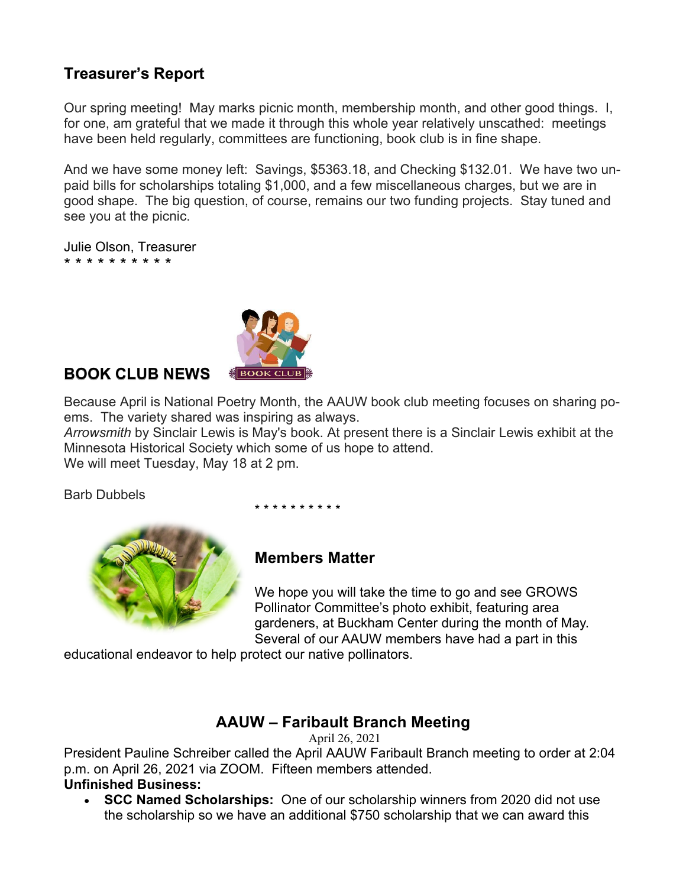## Treasurer's Report

Our spring meeting! May marks picnic month, membership month, and other good things. I, for one, am grateful that we made it through this whole year relatively unscathed: meetings have been held regularly, committees are functioning, book club is in fine shape.

And we have some money left: Savings, $5363.18, and Checking $132.01. We have two unpaid bills for scholarships totaling $1,000, and a few miscellaneous charges, but we are in good shape. The big question, of course, remains our two funding projects. Stay tuned and see you at the picnic.

Julie Olson, Treasurer
* * * * * * * * * *

## BOOK CLUB NEWS

Because April is National Poetry Month, the AAUW book club meeting focuses on sharing poems. The variety shared was inspiring as always.
*Arrowsmith* by Sinclair Lewis is May's book. At present there is a Sinclair Lewis exhibit at the Minnesota Historical Society which some of us hope to attend.
We will meet Tuesday, May 18 at 2 pm.

Barb Dubbels

* * * * * * * * * *

## Members Matter

We hope you will take the time to go and see GROWS Pollinator Committee's photo exhibit, featuring area gardeners, at Buckham Center during the month of May. Several of our AAUW members have had a part in this educational endeavor to help protect our native pollinators.

## AAUW – Faribault Branch Meeting

April 26, 2021

President Pauline Schreiber called the April AAUW Faribault Branch meeting to order at 2:04 p.m. on April 26, 2021 via ZOOM. Fifteen members attended.

**Unfinished Business:**

- **SCC Named Scholarships:** One of our scholarship winners from 2020 did not use the scholarship so we have an additional $750 scholarship that we can award this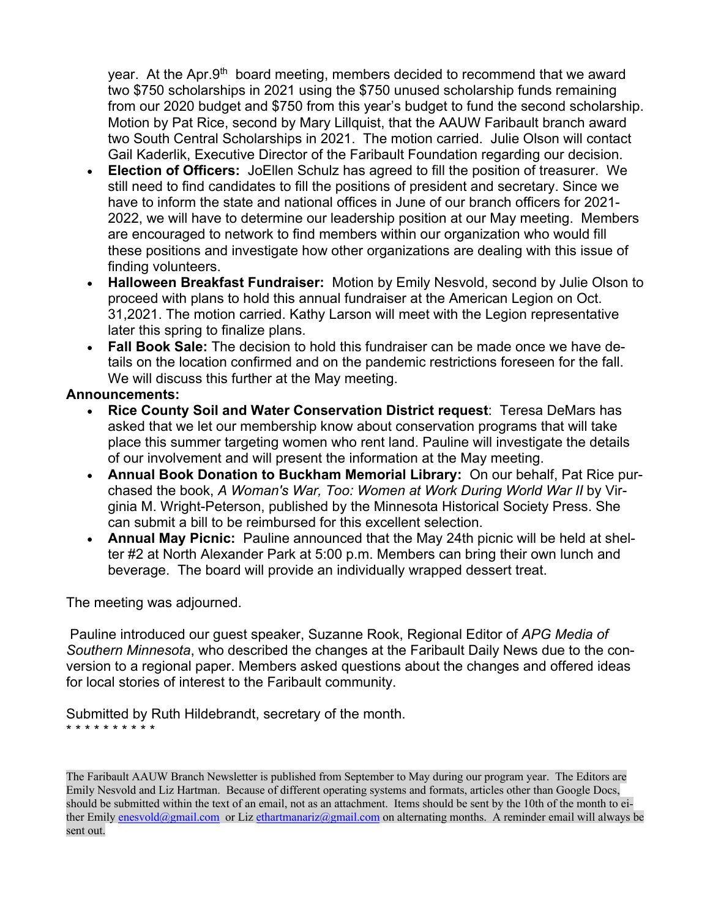year. At the Apr.9th board meeting, members decided to recommend that we award two $750 scholarships in 2021 using the $750 unused scholarship funds remaining from our 2020 budget and $750 from this year's budget to fund the second scholarship. Motion by Pat Rice, second by Mary Lillquist, that the AAUW Faribault branch award two South Central Scholarships in 2021. The motion carried. Julie Olson will contact Gail Kaderlik, Executive Director of the Faribault Foundation regarding our decision.

- **Election of Officers:** JoEllen Schulz has agreed to fill the position of treasurer. We still need to find candidates to fill the positions of president and secretary. Since we have to inform the state and national offices in June of our branch officers for 2021-2022, we will have to determine our leadership position at our May meeting. Members are encouraged to network to find members within our organization who would fill these positions and investigate how other organizations are dealing with this issue of finding volunteers.
- **Halloween Breakfast Fundraiser:** Motion by Emily Nesvold, second by Julie Olson to proceed with plans to hold this annual fundraiser at the American Legion on Oct. 31,2021. The motion carried. Kathy Larson will meet with the Legion representative later this spring to finalize plans.
- **Fall Book Sale:** The decision to hold this fundraiser can be made once we have details on the location confirmed and on the pandemic restrictions foreseen for the fall. We will discuss this further at the May meeting.

**Announcements:**

- **Rice County Soil and Water Conservation District request**: Teresa DeMars has asked that we let our membership know about conservation programs that will take place this summer targeting women who rent land. Pauline will investigate the details of our involvement and will present the information at the May meeting.
- **Annual Book Donation to Buckham Memorial Library:** On our behalf, Pat Rice purchased the book, *A Woman's War, Too: Women at Work During World War II* by Virginia M. Wright-Peterson, published by the Minnesota Historical Society Press. She can submit a bill to be reimbursed for this excellent selection.
- **Annual May Picnic:** Pauline announced that the May 24th picnic will be held at shelter #2 at North Alexander Park at 5:00 p.m. Members can bring their own lunch and beverage. The board will provide an individually wrapped dessert treat.

The meeting was adjourned.

Pauline introduced our guest speaker, Suzanne Rook, Regional Editor of *APG Media of Southern Minnesota*, who described the changes at the Faribault Daily News due to the conversion to a regional paper. Members asked questions about the changes and offered ideas for local stories of interest to the Faribault community.

Submitted by Ruth Hildebrandt, secretary of the month.

* * * * * * * * * *

The Faribault AAUW Branch Newsletter is published from September to May during our program year. The Editors are Emily Nesvold and Liz Hartman. Because of different operating systems and formats, articles other than Google Docs, should be submitted within the text of an email, not as an attachment. Items should be sent by the 10th of the month to either Emily enesvold@gmail.com or Liz ethartmanariz@gmail.com on alternating months. A reminder email will always be sent out.